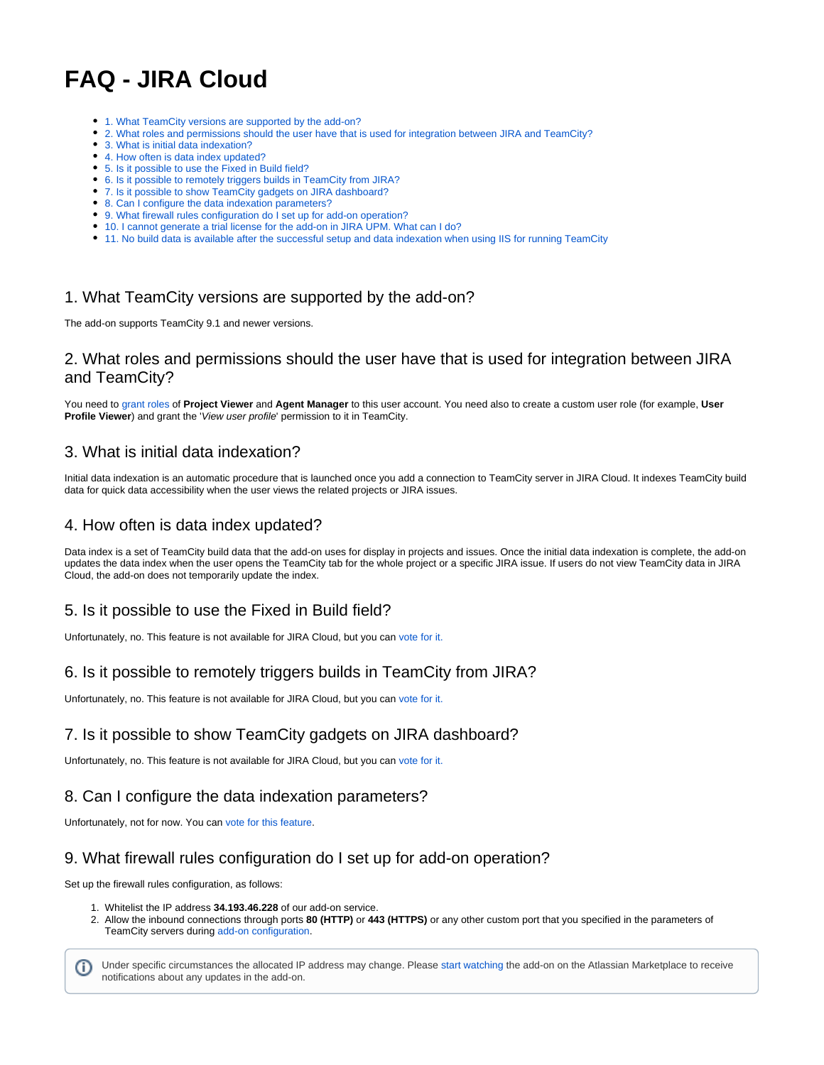# FAQ - JIRA Cloud

- 1. What TeamCity versions are supported by the add-on?
- 2. What roles and permissions should the user have that is used for integration between JIRA and TeamCity?
- 3. What is initial data indexation?
- 4. How often is data index updated?
- 5. Is it possible to use the Fixed in Build field?
- 6. Is it possible to remotely triggers builds in TeamCity from JIRA?
- 7. Is it possible to show TeamCity gadgets on JIRA dashboard?
- 8. Can I configure the data indexation parameters?
- 9. What firewall rules configuration do I set up for add-on operation?
- 10. I cannot generate a trial license for the add-on in JIRA UPM. What can I do?
- 11. No build data is available after the successful setup and data indexation when using IIS for running TeamCity

## 1. What TeamCity versions are supported by the add-on?

The add-on supports TeamCity 9.1 and newer versions.

## 2. What roles and permissions should the user have that is used for integration between JIRA and TeamCity?

You need to grant roles of **Project Viewer** and **Agent Manager** to this user account. You need also to create a custom user role (for example, **User Profile Viewer**) and grant the '*View user profile*' permission to it in TeamCity.

## 3. What is initial data indexation?

Initial data indexation is an automatic procedure that is launched once you add a connection to TeamCity server in JIRA Cloud. It indexes TeamCity build data for quick data accessibility when the user views the related projects or JIRA issues.

## 4. How often is data index updated?

Data index is a set of TeamCity build data that the add-on uses for display in projects and issues. Once the initial data indexation is complete, the add-on updates the data index when the user opens the TeamCity tab for the whole project or a specific JIRA issue. If users do not view TeamCity data in JIRA Cloud, the add-on does not temporarily update the index.

## 5. Is it possible to use the Fixed in Build field?

Unfortunately, no. This feature is not available for JIRA Cloud, but you can vote for it.

## 6. Is it possible to remotely triggers builds in TeamCity from JIRA?

Unfortunately, no. This feature is not available for JIRA Cloud, but you can vote for it.

## 7. Is it possible to show TeamCity gadgets on JIRA dashboard?

Unfortunately, no. This feature is not available for JIRA Cloud, but you can vote for it.

## 8. Can I configure the data indexation parameters?

Unfortunately, not for now. You can vote for this feature.

## 9. What firewall rules configuration do I set up for add-on operation?

Set up the firewall rules configuration, as follows:

1. Whitelist the IP address **34.193.46.228** of our add-on service.
2. Allow the inbound connections through ports **80 (HTTP)** or **443 (HTTPS)** or any other custom port that you specified in the parameters of TeamCity servers during add-on configuration.

> Under specific circumstances the allocated IP address may change. Please start watching the add-on on the Atlassian Marketplace to receive notifications about any updates in the add-on.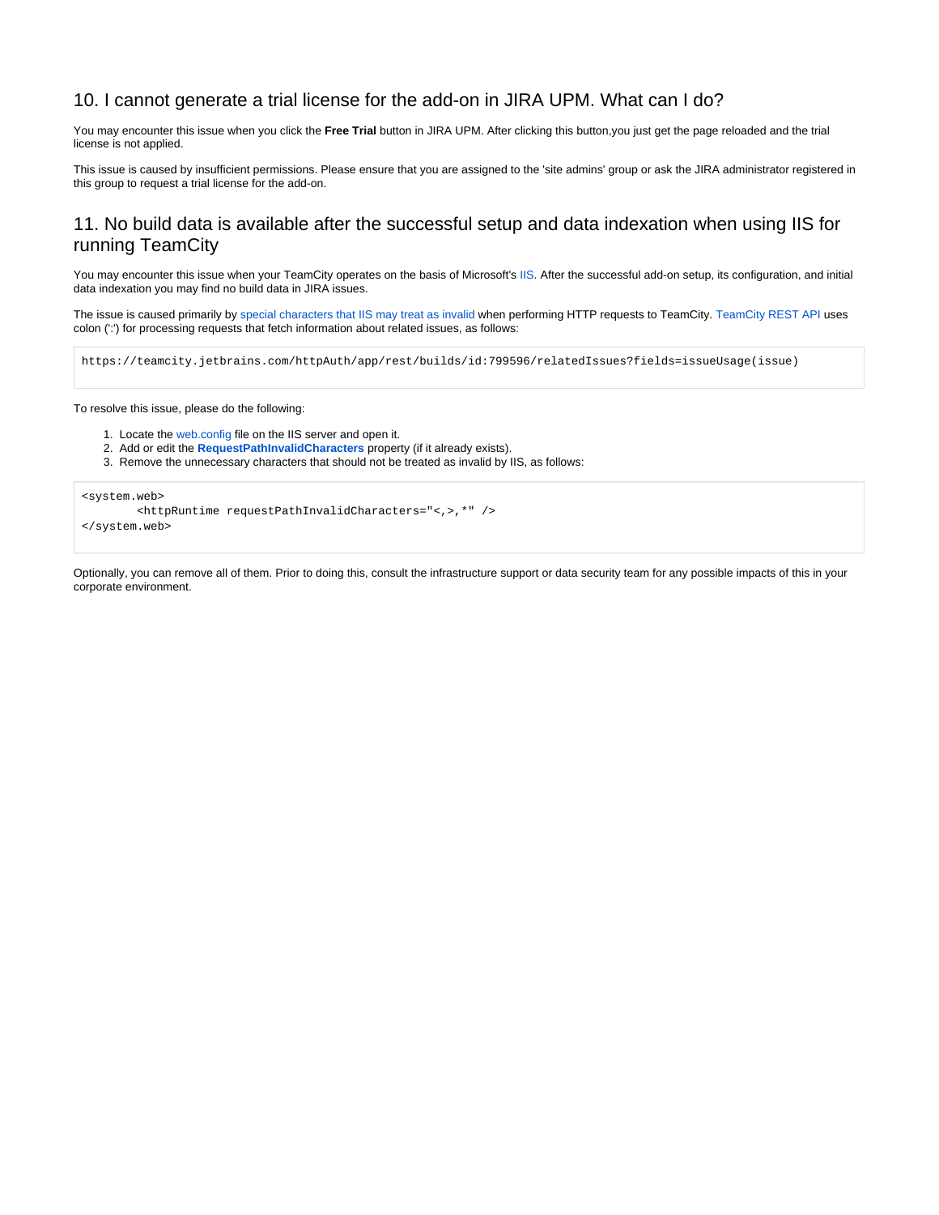## 10. I cannot generate a trial license for the add-on in JIRA UPM. What can I do?

You may encounter this issue when you click the **Free Trial** button in JIRA UPM. After clicking this button,you just get the page reloaded and the trial license is not applied.

This issue is caused by insufficient permissions. Please ensure that you are assigned to the 'site admins' group or ask the JIRA administrator registered in this group to request a trial license for the add-on.

## 11. No build data is available after the successful setup and data indexation when using IIS for running TeamCity

You may encounter this issue when your TeamCity operates on the basis of Microsoft's IIS. After the successful add-on setup, its configuration, and initial data indexation you may find no build data in JIRA issues.

The issue is caused primarily by special characters that IIS may treat as invalid when performing HTTP requests to TeamCity. TeamCity REST API uses colon (':') for processing requests that fetch information about related issues, as follows:

```
https://teamcity.jetbrains.com/httpAuth/app/rest/builds/id:799596/relatedIssues?fields=issueUsage(issue)
```

To resolve this issue, please do the following:

1. Locate the web.config file on the IIS server and open it.
2. Add or edit the **RequestPathInvalidCharacters** property (if it already exists).
3. Remove the unnecessary characters that should not be treated as invalid by IIS, as follows:

```
<system.web>
        <httpRuntime requestPathInvalidCharacters="<,>,*" />
</system.web>
```

Optionally, you can remove all of them. Prior to doing this, consult the infrastructure support or data security team for any possible impacts of this in your corporate environment.